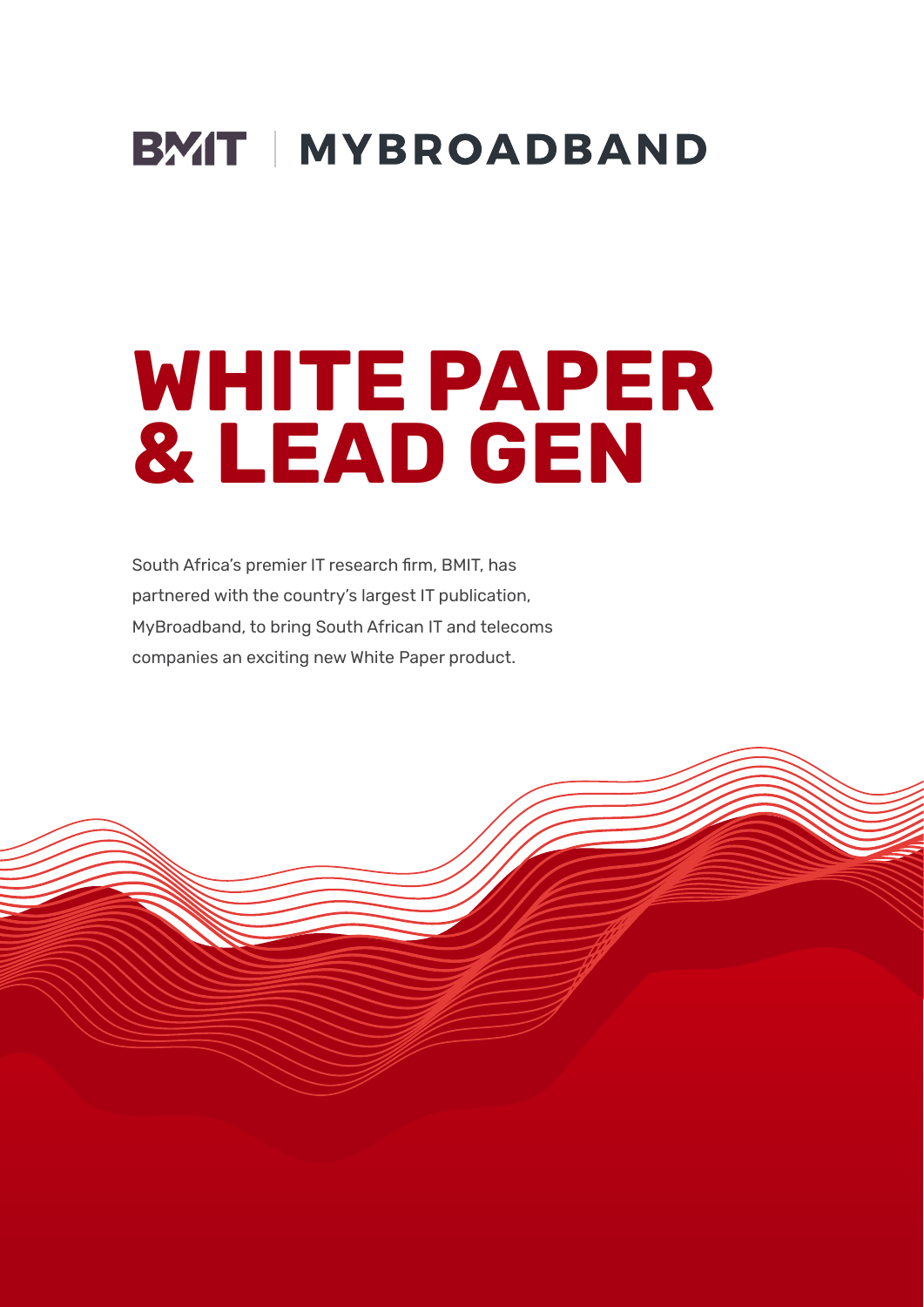BMIT | MYBROADBAND

# WHITE PAPER & LEAD GEN

South Africa's premier IT research firm, BMIT, has partnered with the country's largest IT publication, MyBroadband, to bring South African IT and telecoms companies an exciting new White Paper product.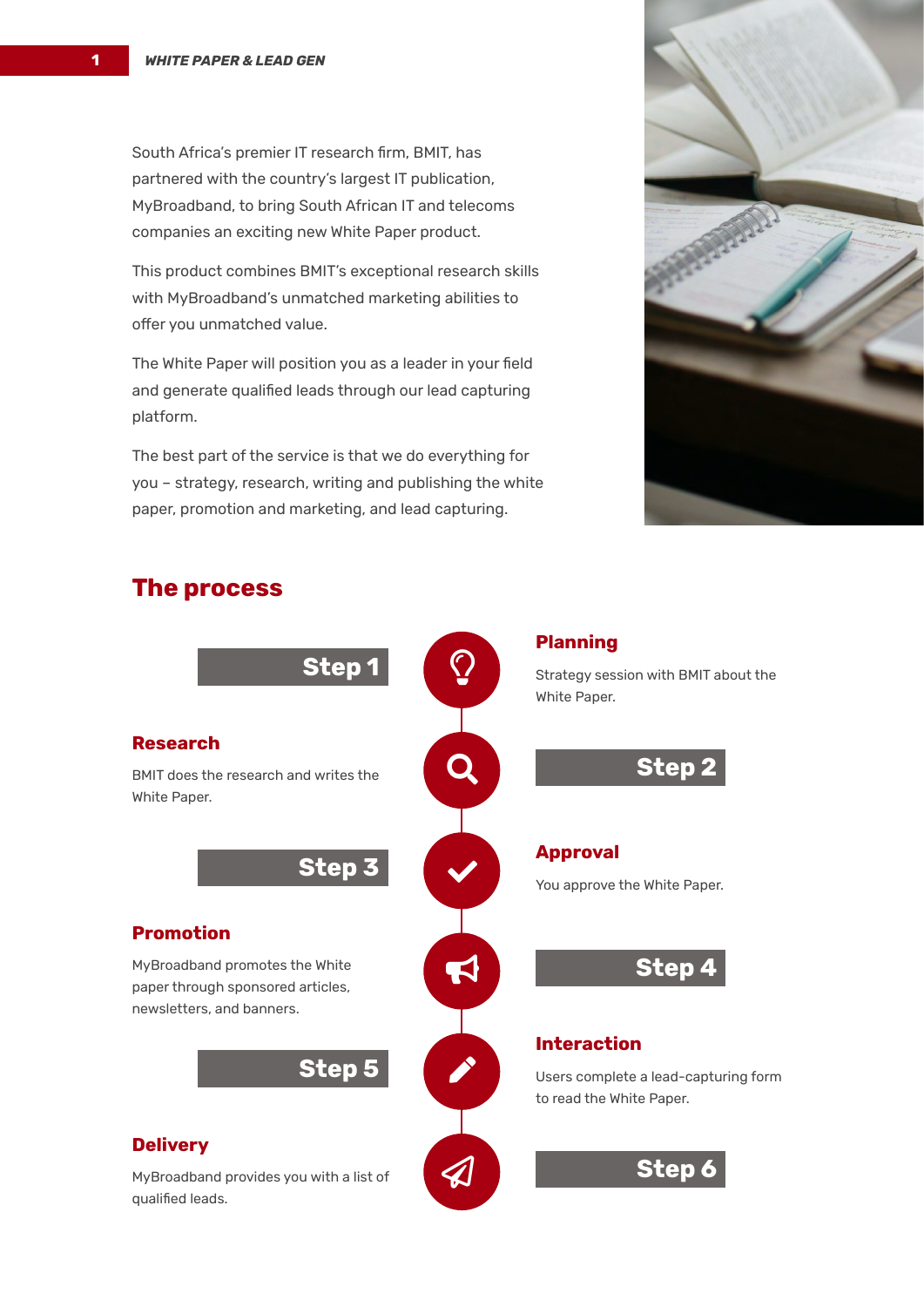South Africa's premier IT research firm, BMIT, has partnered with the country's largest IT publication, MyBroadband, to bring South African IT and telecoms companies an exciting new White Paper product.

This product combines BMIT's exceptional research skills with MyBroadband's unmatched marketing abilities to offer you unmatched value.

The White Paper will position you as a leader in your field and generate qualified leads through our lead capturing platform.

The best part of the service is that we do everything for you – strategy, research, writing and publishing the white paper, promotion and marketing, and lead capturing.

## The process

**Step 1**

### Planning

Strategy session with BMIT about the White Paper.

**Step 2**

### Research

BMIT does the research and writes the White Paper.

**Step 3**

### Approval

You approve the White Paper.

**Step 4**

### Promotion

MyBroadband promotes the White paper through sponsored articles, newsletters, and banners.

**Step 5**

### Interaction

Users complete a lead-capturing form to read the White Paper.

**Step 6**

### Delivery

MyBroadband provides you with a list of qualified leads.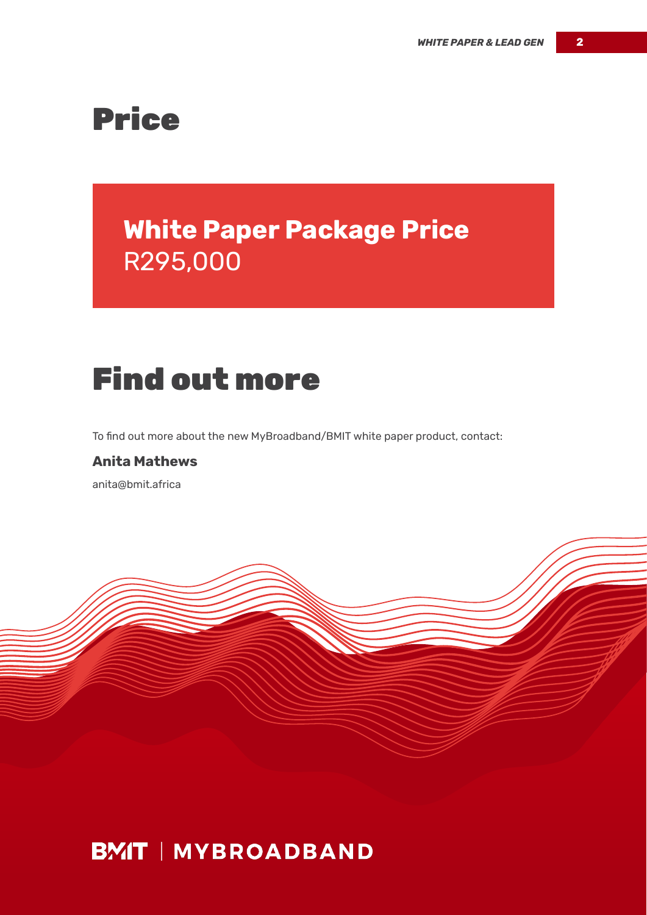# Price

## White Paper Package Price

R295,000

# Find out more

To find out more about the new MyBroadband/BMIT white paper product, contact:

**Anita Mathews**

anita@bmit.africa

BMIT | MYBROADBAND